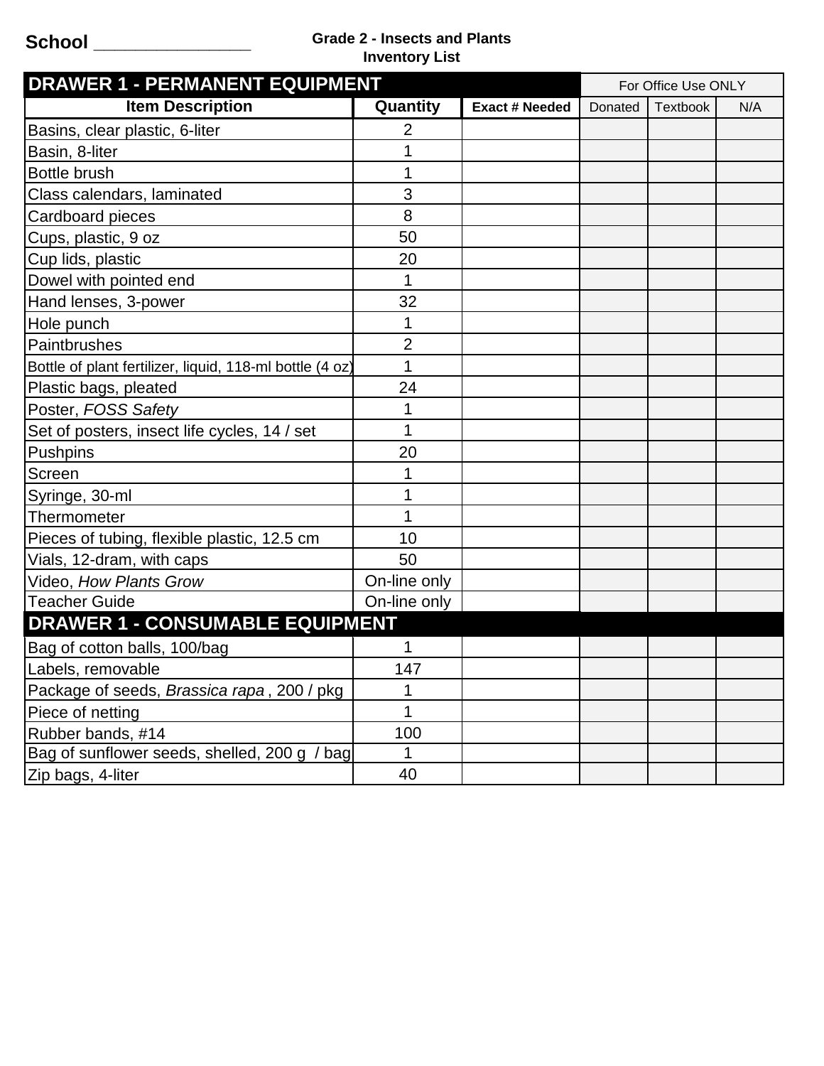**School \_\_\_\_\_\_\_\_\_\_\_\_\_\_\_\_**

**Grade 2 - Insects and Plants**
**Inventory List**

| DRAWER 1 - PERMANENT EQUIPMENT | | | For Office Use ONLY | | |
|---|---|---|---|---|---|
| **Item Description** | **Quantity** | **Exact # Needed** | Donated | Textbook | N/A |
| Basins, clear plastic, 6-liter | 2 | | | | |
| Basin, 8-liter | 1 | | | | |
| Bottle brush | 1 | | | | |
| Class calendars, laminated | 3 | | | | |
| Cardboard pieces | 8 | | | | |
| Cups, plastic, 9 oz | 50 | | | | |
| Cup lids, plastic | 20 | | | | |
| Dowel with pointed end | 1 | | | | |
| Hand lenses, 3-power | 32 | | | | |
| Hole punch | 1 | | | | |
| Paintbrushes | 2 | | | | |
| Bottle of plant fertilizer, liquid, 118-ml bottle (4 oz) | 1 | | | | |
| Plastic bags, pleated | 24 | | | | |
| Poster, *FOSS Safety* | 1 | | | | |
| Set of posters, insect life cycles, 14 / set | 1 | | | | |
| Pushpins | 20 | | | | |
| Screen | 1 | | | | |
| Syringe, 30-ml | 1 | | | | |
| Thermometer | 1 | | | | |
| Pieces of tubing, flexible plastic, 12.5 cm | 10 | | | | |
| Vials, 12-dram, with caps | 50 | | | | |
| Video, *How Plants Grow* | On-line only | | | | |
| Teacher Guide | On-line only | | | | |
| **DRAWER 1 - CONSUMABLE EQUIPMENT** | | | | | |
| Bag of cotton balls, 100/bag | 1 | | | | |
| Labels, removable | 147 | | | | |
| Package of seeds, *Brassica rapa*, 200 / pkg | 1 | | | | |
| Piece of netting | 1 | | | | |
| Rubber bands, #14 | 100 | | | | |
| Bag of sunflower seeds, shelled, 200 g / bag | 1 | | | | |
| Zip bags, 4-liter | 40 | | | | |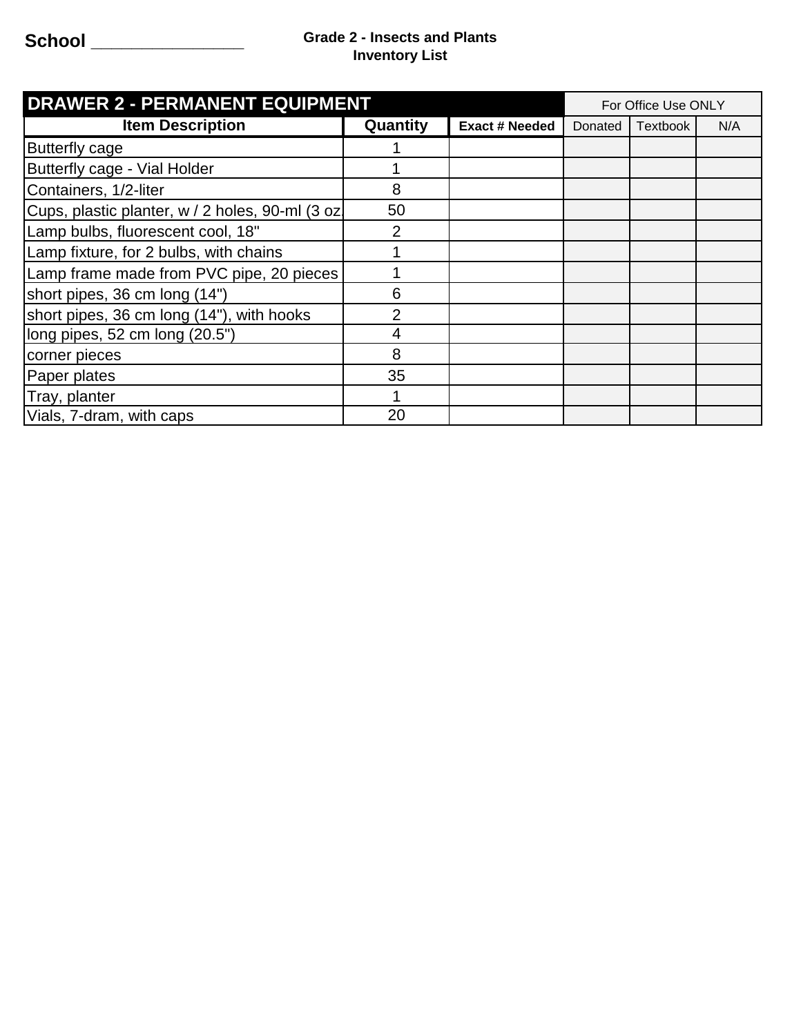School _______________

**Grade 2 - Insects and Plants**
**Inventory List**

| DRAWER 2 - PERMANENT EQUIPMENT | | | For Office Use ONLY | | |
|---|---|---|---|---|---|
| **Item Description** | **Quantity** | **Exact # Needed** | Donated | Textbook | N/A |
| Butterfly cage | 1 | | | | |
| Butterfly cage - Vial Holder | 1 | | | | |
| Containers, 1/2-liter | 8 | | | | |
| Cups, plastic planter, w / 2 holes, 90-ml (3 oz | 50 | | | | |
| Lamp bulbs, fluorescent cool, 18" | 2 | | | | |
| Lamp fixture, for 2 bulbs, with chains | 1 | | | | |
| Lamp frame made from PVC pipe, 20 pieces | 1 | | | | |
| short pipes, 36 cm long (14") | 6 | | | | |
| short pipes, 36 cm long (14"), with hooks | 2 | | | | |
| long pipes, 52 cm long (20.5") | 4 | | | | |
| corner pieces | 8 | | | | |
| Paper plates | 35 | | | | |
| Tray, planter | 1 | | | | |
| Vials, 7-dram, with caps | 20 | | | | |